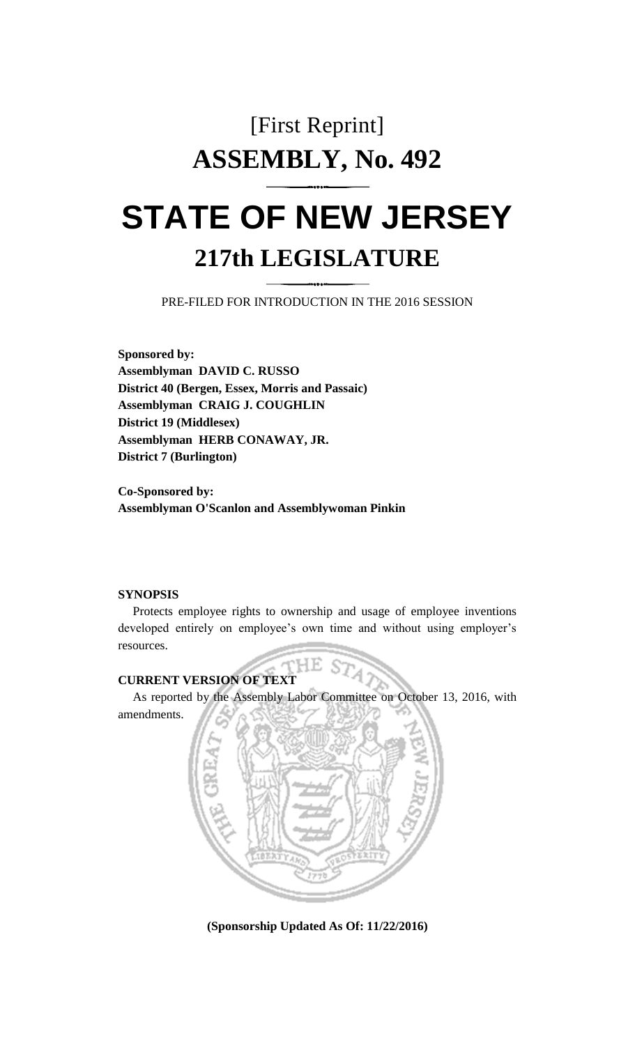# [First Reprint]

# ASSEMBLY, No. 492

# STATE OF NEW JERSEY

## 217th LEGISLATURE

PRE-FILED FOR INTRODUCTION IN THE 2016 SESSION

**Sponsored by:**
**Assemblyman DAVID C. RUSSO**
**District 40 (Bergen, Essex, Morris and Passaic)**
**Assemblyman CRAIG J. COUGHLIN**
**District 19 (Middlesex)**
**Assemblyman HERB CONAWAY, JR.**
**District 7 (Burlington)**

**Co-Sponsored by:**
**Assemblyman O'Scanlon and Assemblywoman Pinkin**

**SYNOPSIS**

Protects employee rights to ownership and usage of employee inventions developed entirely on employee's own time and without using employer's resources.

**CURRENT VERSION OF TEXT**

As reported by the Assembly Labor Committee on October 13, 2016, with amendments.

**(Sponsorship Updated As Of: 11/22/2016)**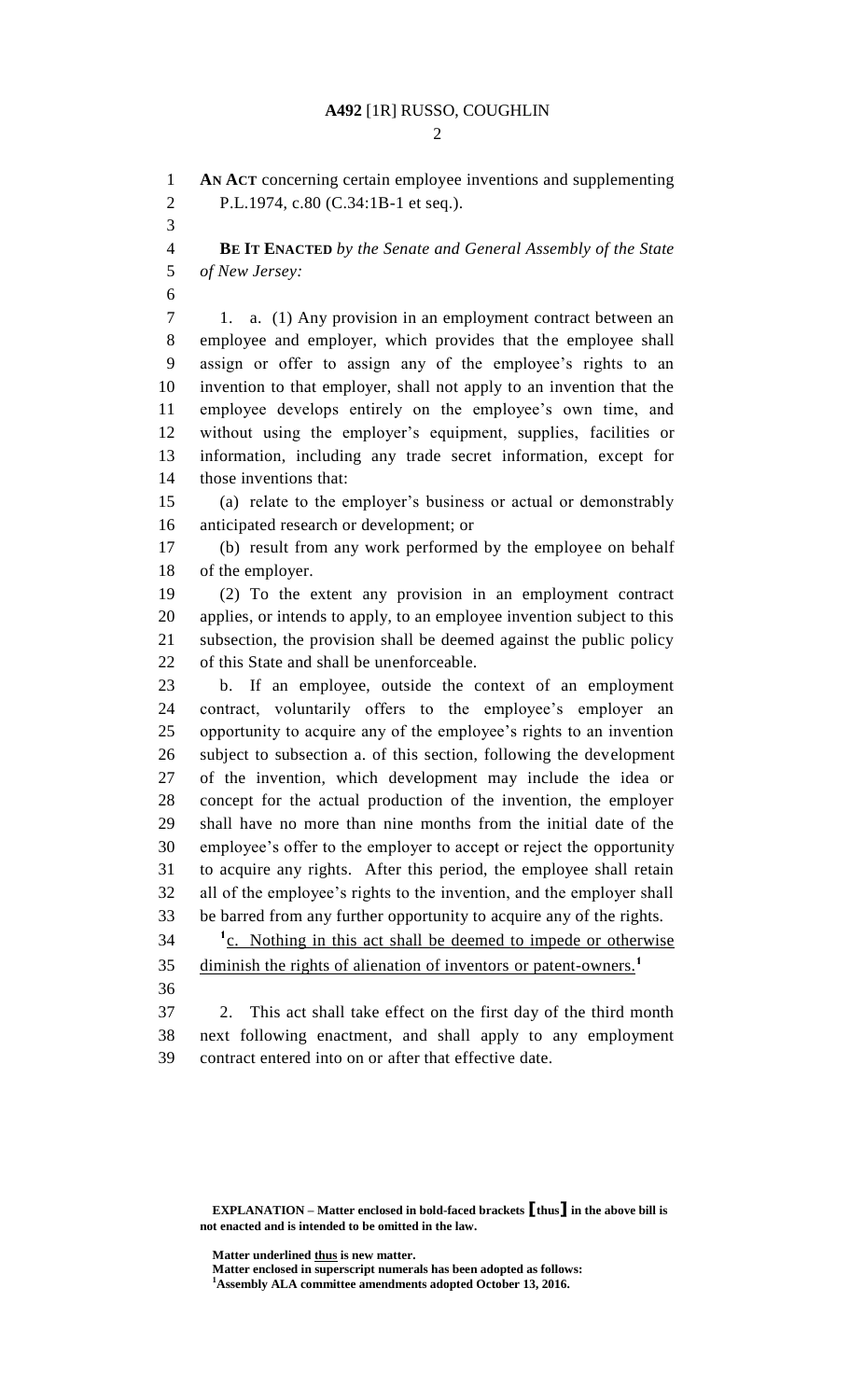**AN ACT** concerning certain employee inventions and supplementing P.L.1974, c.80 (C.34:1B-1 et seq.).

**BE IT ENACTED** *by the Senate and General Assembly of the State of New Jersey:*

1. a. (1) Any provision in an employment contract between an employee and employer, which provides that the employee shall assign or offer to assign any of the employee's rights to an invention to that employer, shall not apply to an invention that the employee develops entirely on the employee's own time, and without using the employer's equipment, supplies, facilities or information, including any trade secret information, except for those inventions that:

(a) relate to the employer's business or actual or demonstrably anticipated research or development; or

(b) result from any work performed by the employee on behalf of the employer.

(2) To the extent any provision in an employment contract applies, or intends to apply, to an employee invention subject to this subsection, the provision shall be deemed against the public policy of this State and shall be unenforceable.

b. If an employee, outside the context of an employment contract, voluntarily offers to the employee's employer an opportunity to acquire any of the employee's rights to an invention subject to subsection a. of this section, following the development of the invention, which development may include the idea or concept for the actual production of the invention, the employer shall have no more than nine months from the initial date of the employee's offer to the employer to accept or reject the opportunity to acquire any rights. After this period, the employee shall retain all of the employee's rights to the invention, and the employer shall be barred from any further opportunity to acquire any of the rights.

[1]c. Nothing in this act shall be deemed to impede or otherwise diminish the rights of alienation of inventors or patent-owners.[1]

2. This act shall take effect on the first day of the third month next following enactment, and shall apply to any employment contract entered into on or after that effective date.

**EXPLANATION – Matter enclosed in bold-faced brackets [thus] in the above bill is not enacted and is intended to be omitted in the law.**

**Matter underlined thus is new matter.**
**Matter enclosed in superscript numerals has been adopted as follows:**
**[1]Assembly ALA committee amendments adopted October 13, 2016.**